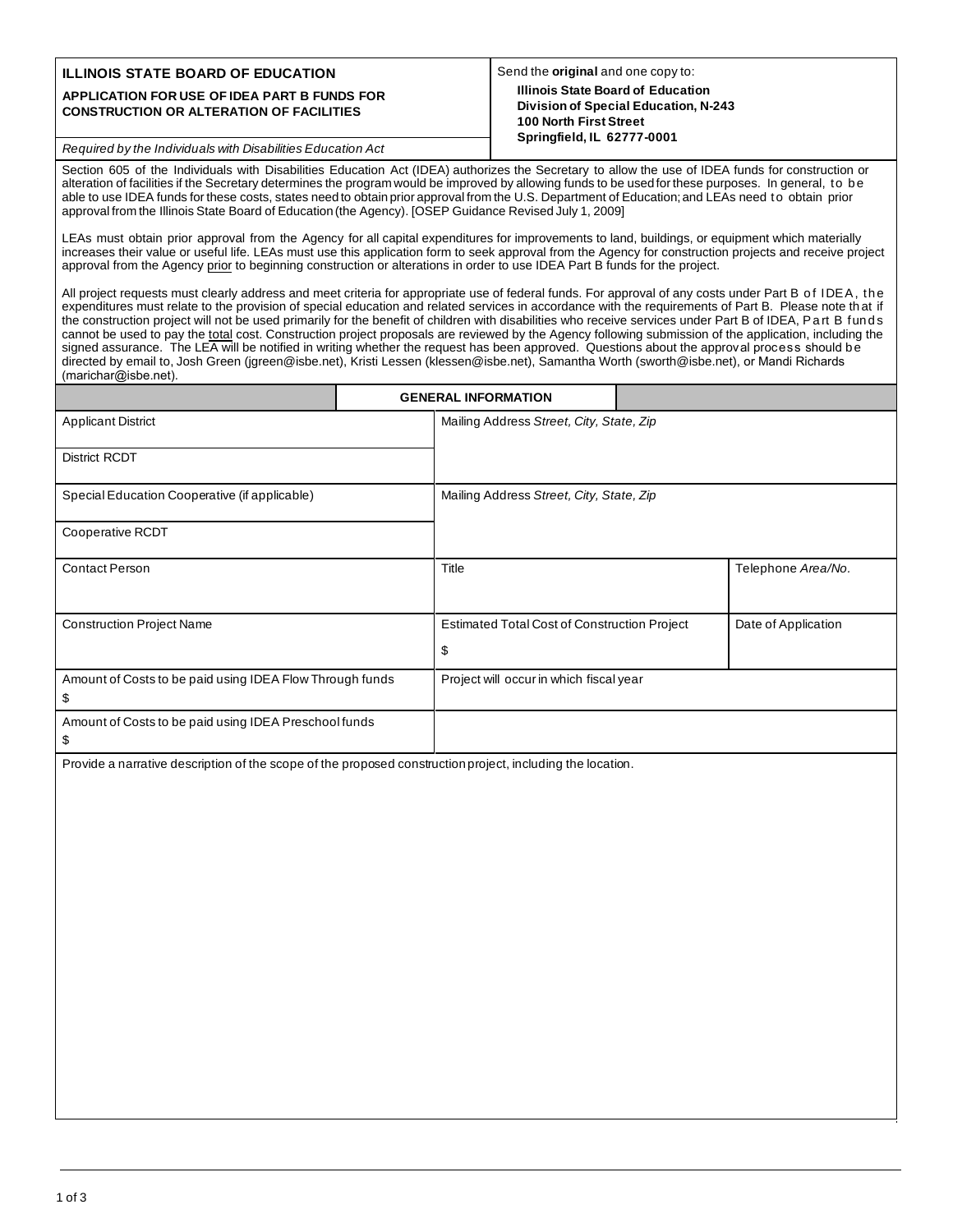# ILLINOIS STATE BOARD OF EDUCATION

**APPLICATION FOR USE OF IDEA PART B FUNDS FOR CONSTRUCTION OR ALTERATION OF FACILITIES**

*Required by the Individuals with Disabilities Education Act*

Send the **original** and one copy to:

**Illinois State Board of Education**
**Division of Special Education, N-243**
**100 North First Street**
**Springfield, IL 62777-0001**

Section 605 of the Individuals with Disabilities Education Act (IDEA) authorizes the Secretary to allow the use of IDEA funds for construction or alteration of facilities if the Secretary determines the program would be improved by allowing funds to be used for these purposes. In general, to be able to use IDEA funds for these costs, states need to obtain prior approval from the U.S. Department of Education; and LEAs need to obtain prior approval from the Illinois State Board of Education (the Agency). [OSEP Guidance Revised July 1, 2009]

LEAs must obtain prior approval from the Agency for all capital expenditures for improvements to land, buildings, or equipment which materially increases their value or useful life. LEAs must use this application form to seek approval from the Agency for construction projects and receive project approval from the Agency prior to beginning construction or alterations in order to use IDEA Part B funds for the project.

All project requests must clearly address and meet criteria for appropriate use of federal funds. For approval of any costs under Part B of IDEA, the expenditures must relate to the provision of special education and related services in accordance with the requirements of Part B. Please note that if the construction project will not be used primarily for the benefit of children with disabilities who receive services under Part B of IDEA, Part B funds cannot be used to pay the total cost. Construction project proposals are reviewed by the Agency following submission of the application, including the signed assurance. The LEA will be notified in writing whether the request has been approved. Questions about the approval process should be directed by email to, Josh Green (jgreen@isbe.net), Kristi Lessen (klessen@isbe.net), Samantha Worth (sworth@isbe.net), or Mandi Richards (marichar@isbe.net).

## GENERAL INFORMATION

| | | |
|---|---|---|
| Applicant District | Mailing Address *Street, City, State, Zip* | |
| District RCDT | | |
| Special Education Cooperative (if applicable) | Mailing Address *Street, City, State, Zip* | |
| Cooperative RCDT | | |
| Contact Person | Title | Telephone *Area/No.* |
| Construction Project Name | Estimated Total Cost of Construction Project<br>$ | Date of Application |
| Amount of Costs to be paid using IDEA Flow Through funds<br>$ | Project will occur in which fiscal year | |
| Amount of Costs to be paid using IDEA Preschool funds<br>$ | | |

Provide a narrative description of the scope of the proposed construction project, including the location.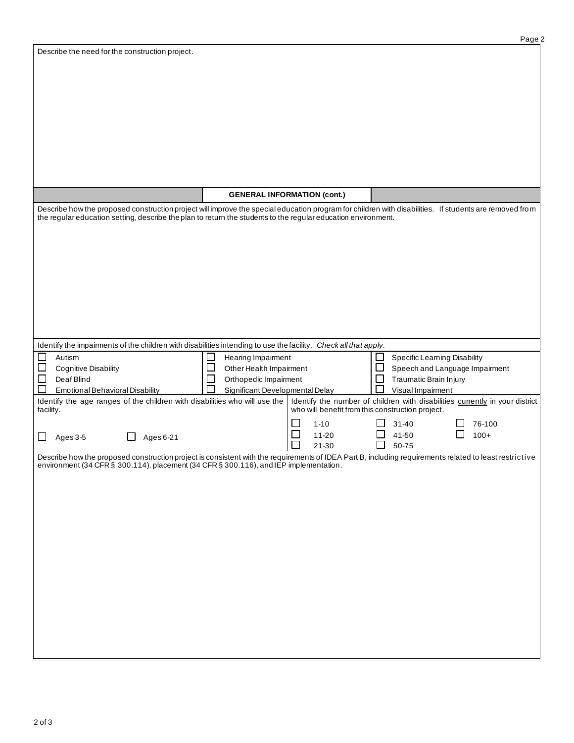Describe the need for the construction project.

## GENERAL INFORMATION (cont.)

Describe how the proposed construction project will improve the special education program for children with disabilities. If students are removed from the regular education setting, describe the plan to return the students to the regular education environment.

Identify the impairments of the children with disabilities intending to use the facility. *Check all that apply.*

| | | |
|---|---|---|
| ☐ Autism | ☐ Hearing Impairment | ☐ Specific Learning Disability |
| ☐ Cognitive Disability | ☐ Other Health Impairment | ☐ Speech and Language Impairment |
| ☐ Deaf Blind | ☐ Orthopedic Impairment | ☐ Traumatic Brain Injury |
| ☐ Emotional Behavioral Disability | ☐ Significant Developmental Delay | ☐ Visual Impairment |

Identify the age ranges of the children with disabilities who will use the facility.

☐ Ages 3-5 ☐ Ages 6-21

Identify the number of children with disabilities currently in your district who will benefit from this construction project.

| | | |
|---|---|---|
| ☐ 1-10 | ☐ 31-40 | ☐ 76-100 |
| ☐ 11-20 | ☐ 41-50 | ☐ 100+ |
| ☐ 21-30 | ☐ 50-75 | |

Describe how the proposed construction project is consistent with the requirements of IDEA Part B, including requirements related to least restrictive environment (34 CFR § 300.114), placement (34 CFR § 300.116), and IEP implementation.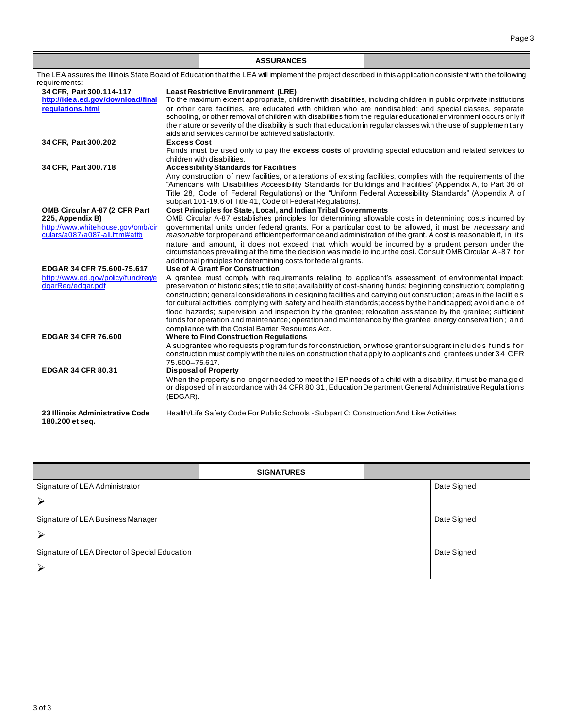## ASSURANCES

The LEA assures the Illinois State Board of Education that the LEA will implement the project described in this application consistent with the following requirements:

| | |
|---|---|
| **34 CFR, Part 300.114-117** [http://idea.ed.gov/download/finalregulations.html](http://idea.ed.gov/download/finalregulations.html) | **Least Restrictive Environment (LRE)** To the maximum extent appropriate, children with disabilities, including children in public or private institutions or other care facilities, are educated with children who are nondisabled; and special classes, separate schooling, or other removal of children with disabilities from the regular educational environment occurs only if the nature or severity of the disability is such that education in regular classes with the use of supplementary aids and services cannot be achieved satisfactorily. |
| **34 CFR, Part 300.202** | **Excess Cost** Funds must be used only to pay the **excess costs** of providing special education and related services to children with disabilities. |
| **34 CFR, Part 300.718** | **Accessibility Standards for Facilities** Any construction of new facilities, or alterations of existing facilities, complies with the requirements of the "Americans with Disabilities Accessibility Standards for Buildings and Facilities" (Appendix A, to Part 36 of Title 28, Code of Federal Regulations) or the "Uniform Federal Accessibility Standards" (Appendix A of subpart 101-19.6 of Title 41, Code of Federal Regulations). |
| **OMB Circular A-87 (2 CFR Part 225, Appendix B)** [http://www.whitehouse.gov/omb/circulars/a087/a087-all.html#attb](http://www.whitehouse.gov/omb/circulars/a087/a087-all.html#attb) | **Cost Principles for State, Local, and Indian Tribal Governments** OMB Circular A-87 establishes principles for determining allowable costs in determining costs incurred by governmental units under federal grants. For a particular cost to be allowed, it must be *necessary* and *reasonable* for proper and efficient performance and administration of the grant. A cost is reasonable if, in its nature and amount, it does not exceed that which would be incurred by a prudent person under the circumstances prevailing at the time the decision was made to incur the cost. Consult OMB Circular A-87 for additional principles for determining costs for federal grants. |
| **EDGAR 34 CFR 75.600-75.617** [http://www.ed.gov/policy/fund/reg/edgarReg/edgar.pdf](http://www.ed.gov/policy/fund/reg/edgarReg/edgar.pdf) | **Use of A Grant For Construction** A grantee must comply with requirements relating to applicant's assessment of environmental impact; preservation of historic sites; title to site; availability of cost-sharing funds; beginning construction; completing construction; general considerations in designing facilities and carrying out construction; areas in the facilities for cultural activities; complying with safety and health standards; access by the handicapped; avoidance of flood hazards; supervision and inspection by the grantee; relocation assistance by the grantee; sufficient funds for operation and maintenance; operation and maintenance by the grantee; energy conservation; and compliance with the Costal Barrier Resources Act. |
| **EDGAR 34 CFR 76.600** | **Where to Find Construction Regulations** A subgrantee who requests program funds for construction, or whose grant or subgrant includes funds for construction must comply with the rules on construction that apply to applicants and grantees under 34 CFR 75.600–75.617. |
| **EDGAR 34 CFR 80.31** | **Disposal of Property** When the property is no longer needed to meet the IEP needs of a child with a disability, it must be managed or disposed of in accordance with 34 CFR 80.31, Education Department General Administrative Regulations (EDGAR). |
| **23 Illinois Administrative Code 180.200 et seq.** | Health/Life Safety Code For Public Schools - Subpart C: Construction And Like Activities |

## SIGNATURES

| Signature | Date Signed |
|---|---|
| Signature of LEA Administrator ➢ | |
| Signature of LEA Business Manager ➢ | |
| Signature of LEA Director of Special Education ➢ | |